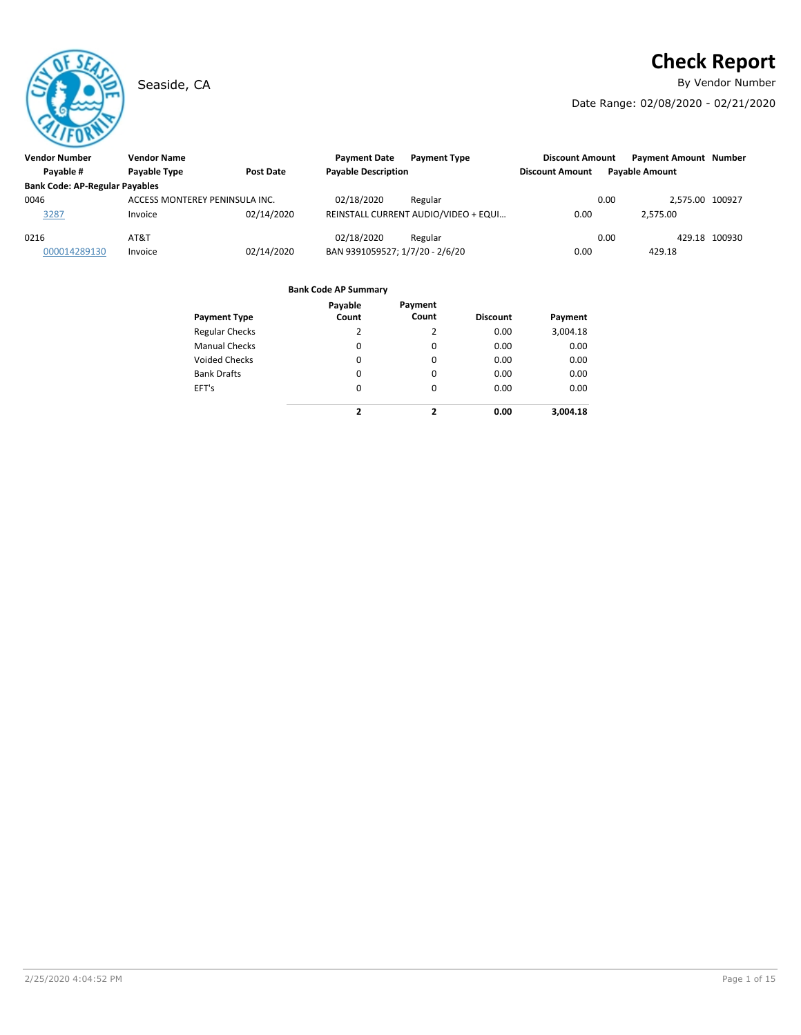# Check Report

Seaside, CA

By Vendor Number

Date Range: 02/08/2020 - 02/21/2020

| Vendor Number | Vendor Name | | Payment Date | Payment Type | Discount Amount | Payment Amount | Number |
|---|---|---|---|---|---|---|---|
| Payable # | Payable Type | Post Date | Payable Description | | Discount Amount | Payable Amount | |
| **Bank Code: AP-Regular Payables** | | | | | | | |
| 0046 | ACCESS MONTEREY PENINSULA INC. | | 02/18/2020 | Regular | 0.00 | 2,575.00 | 100927 |
| 3287 | Invoice | 02/14/2020 | REINSTALL CURRENT AUDIO/VIDEO + EQUI... | | 0.00 | 2,575.00 | |
| 0216 | AT&T | | 02/18/2020 | Regular | 0.00 | 429.18 | 100930 |
| 000014289130 | Invoice | 02/14/2020 | BAN 9391059527; 1/7/20 - 2/6/20 | | 0.00 | 429.18 | |

**Bank Code AP Summary**

| Payment Type | Payable Count | Payment Count | Discount | Payment |
|---|---|---|---|---|
| Regular Checks | 2 | 2 | 0.00 | 3,004.18 |
| Manual Checks | 0 | 0 | 0.00 | 0.00 |
| Voided Checks | 0 | 0 | 0.00 | 0.00 |
| Bank Drafts | 0 | 0 | 0.00 | 0.00 |
| EFT's | 0 | 0 | 0.00 | 0.00 |
| | **2** | **2** | **0.00** | **3,004.18** |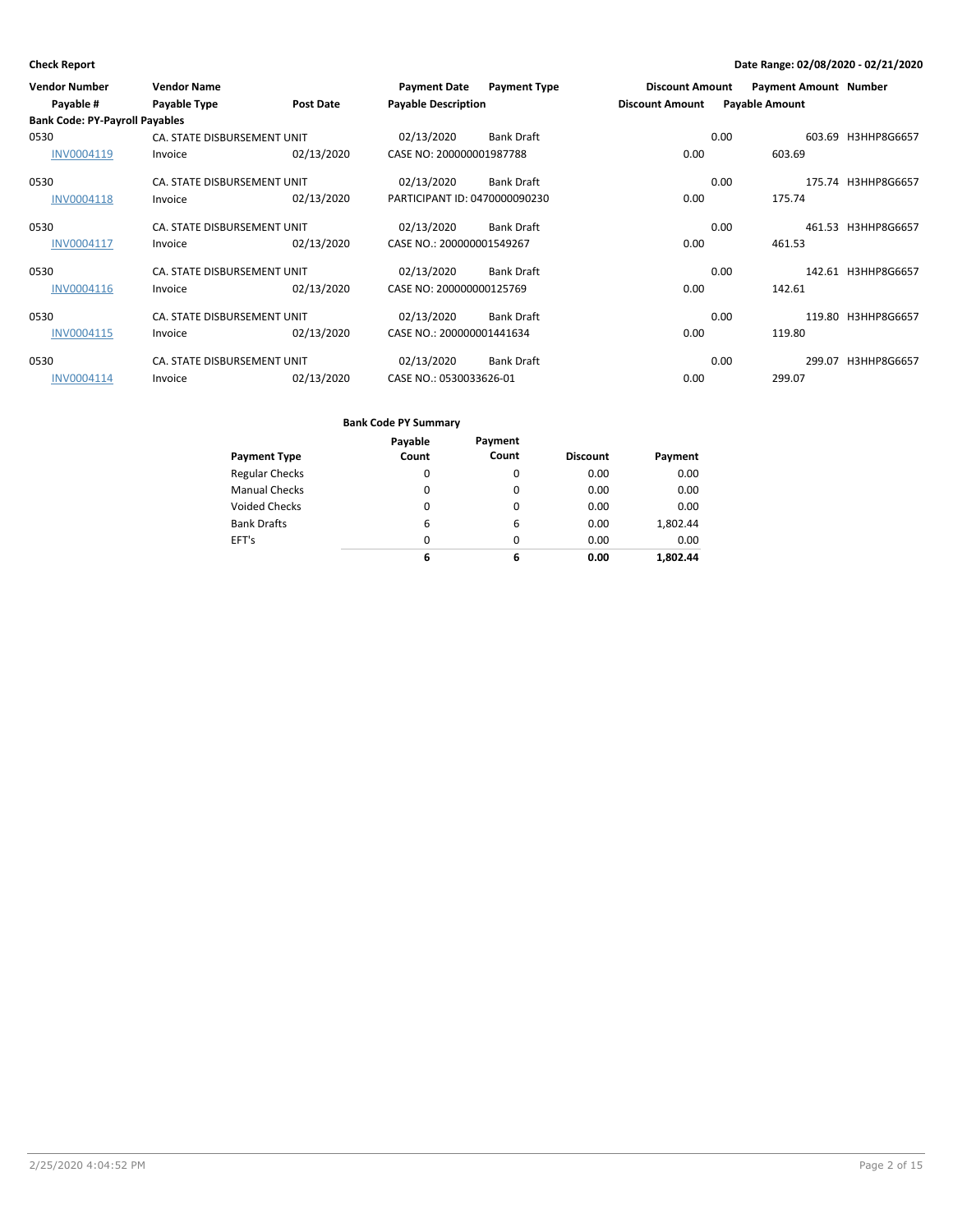**Check Report**

**Date Range: 02/08/2020 - 02/21/2020**

| Vendor Number | Vendor Name | | Payment Date | Payment Type | Discount Amount | Payment Amount | Number |
|---|---|---|---|---|---|---|---|
| Payable # | Payable Type | Post Date | Payable Description | | Discount Amount | Payable Amount | |
| **Bank Code: PY-Payroll Payables** | | | | | | | |
| 0530 | CA. STATE DISBURSEMENT UNIT | | 02/13/2020 | Bank Draft | 0.00 | 603.69 | H3HHP8G6657 |
| INV0004119 | Invoice | 02/13/2020 | CASE NO: 200000001987788 | | 0.00 | 603.69 | |
| 0530 | CA. STATE DISBURSEMENT UNIT | | 02/13/2020 | Bank Draft | 0.00 | 175.74 | H3HHP8G6657 |
| INV0004118 | Invoice | 02/13/2020 | PARTICIPANT ID: 0470000090230 | | 0.00 | 175.74 | |
| 0530 | CA. STATE DISBURSEMENT UNIT | | 02/13/2020 | Bank Draft | 0.00 | 461.53 | H3HHP8G6657 |
| INV0004117 | Invoice | 02/13/2020 | CASE NO.: 200000001549267 | | 0.00 | 461.53 | |
| 0530 | CA. STATE DISBURSEMENT UNIT | | 02/13/2020 | Bank Draft | 0.00 | 142.61 | H3HHP8G6657 |
| INV0004116 | Invoice | 02/13/2020 | CASE NO: 200000000125769 | | 0.00 | 142.61 | |
| 0530 | CA. STATE DISBURSEMENT UNIT | | 02/13/2020 | Bank Draft | 0.00 | 119.80 | H3HHP8G6657 |
| INV0004115 | Invoice | 02/13/2020 | CASE NO.: 200000001441634 | | 0.00 | 119.80 | |
| 0530 | CA. STATE DISBURSEMENT UNIT | | 02/13/2020 | Bank Draft | 0.00 | 299.07 | H3HHP8G6657 |
| INV0004114 | Invoice | 02/13/2020 | CASE NO.: 0530033626-01 | | 0.00 | 299.07 | |

**Bank Code PY Summary**

| Payment Type | Payable Count | Payment Count | Discount | Payment |
|---|---|---|---|---|
| Regular Checks | 0 | 0 | 0.00 | 0.00 |
| Manual Checks | 0 | 0 | 0.00 | 0.00 |
| Voided Checks | 0 | 0 | 0.00 | 0.00 |
| Bank Drafts | 6 | 6 | 0.00 | 1,802.44 |
| EFT's | 0 | 0 | 0.00 | 0.00 |
| | **6** | **6** | **0.00** | **1,802.44** |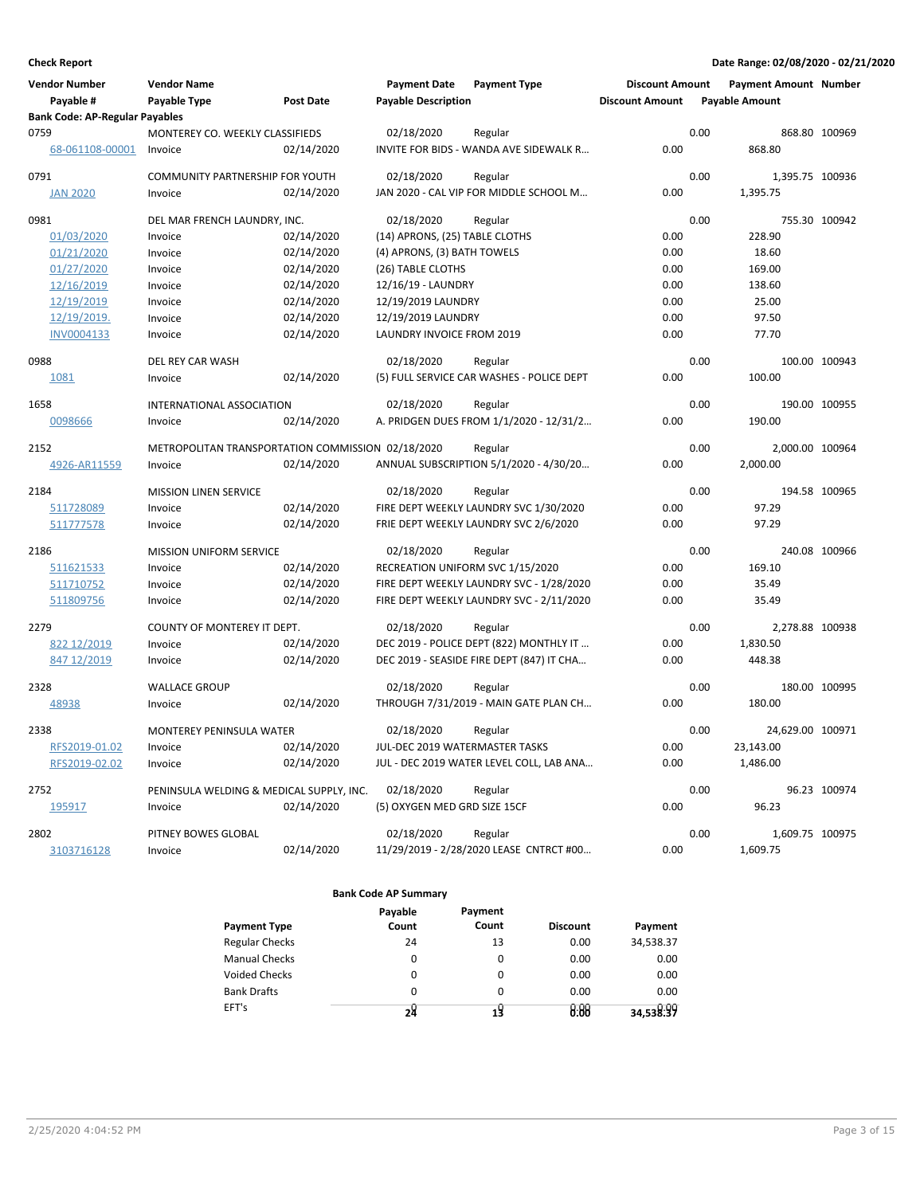**Check Report** | **Date Range: 02/08/2020 - 02/21/2020**

| Vendor Number<br>Payable # | Vendor Name<br>Payable Type | Post Date | Payment Date<br>Payable Description | Payment Type | Discount Amount<br>Discount Amount | Payment Amount<br>Payable Amount | Number |
|---|---|---|---|---|---|---|---|
| **Bank Code: AP-Regular Payables** | | | | | | | |
| 0759 | MONTEREY CO. WEEKLY CLASSIFIEDS | | 02/18/2020 | Regular | 0.00 | 868.80 | 100969 |
| 68-061108-00001 | Invoice | 02/14/2020 | INVITE FOR BIDS - WANDA AVE SIDEWALK R... | | 0.00 | 868.80 | |
| 0791 | COMMUNITY PARTNERSHIP FOR YOUTH | | 02/18/2020 | Regular | 0.00 | 1,395.75 | 100936 |
| JAN 2020 | Invoice | 02/14/2020 | JAN 2020 - CAL VIP FOR MIDDLE SCHOOL M... | | 0.00 | 1,395.75 | |
| 0981 | DEL MAR FRENCH LAUNDRY, INC. | | 02/18/2020 | Regular | 0.00 | 755.30 | 100942 |
| 01/03/2020 | Invoice | 02/14/2020 | (14) APRONS, (25) TABLE CLOTHS | | 0.00 | 228.90 | |
| 01/21/2020 | Invoice | 02/14/2020 | (4) APRONS, (3) BATH TOWELS | | 0.00 | 18.60 | |
| 01/27/2020 | Invoice | 02/14/2020 | (26) TABLE CLOTHS | | 0.00 | 169.00 | |
| 12/16/2019 | Invoice | 02/14/2020 | 12/16/19 - LAUNDRY | | 0.00 | 138.60 | |
| 12/19/2019 | Invoice | 02/14/2020 | 12/19/2019 LAUNDRY | | 0.00 | 25.00 | |
| 12/19/2019. | Invoice | 02/14/2020 | 12/19/2019 LAUNDRY | | 0.00 | 97.50 | |
| INV0004133 | Invoice | 02/14/2020 | LAUNDRY INVOICE FROM 2019 | | 0.00 | 77.70 | |
| 0988 | DEL REY CAR WASH | | 02/18/2020 | Regular | 0.00 | 100.00 | 100943 |
| 1081 | Invoice | 02/14/2020 | (5) FULL SERVICE CAR WASHES - POLICE DEPT | | 0.00 | 100.00 | |
| 1658 | INTERNATIONAL ASSOCIATION | | 02/18/2020 | Regular | 0.00 | 190.00 | 100955 |
| 0098666 | Invoice | 02/14/2020 | A. PRIDGEN DUES FROM 1/1/2020 - 12/31/2... | | 0.00 | 190.00 | |
| 2152 | METROPOLITAN TRANSPORTATION COMMISSION | | 02/18/2020 | Regular | 0.00 | 2,000.00 | 100964 |
| 4926-AR11559 | Invoice | 02/14/2020 | ANNUAL SUBSCRIPTION 5/1/2020 - 4/30/20... | | 0.00 | 2,000.00 | |
| 2184 | MISSION LINEN SERVICE | | 02/18/2020 | Regular | 0.00 | 194.58 | 100965 |
| 511728089 | Invoice | 02/14/2020 | FIRE DEPT WEEKLY LAUNDRY SVC 1/30/2020 | | 0.00 | 97.29 | |
| 511777578 | Invoice | 02/14/2020 | FRIE DEPT WEEKLY LAUNDRY SVC 2/6/2020 | | 0.00 | 97.29 | |
| 2186 | MISSION UNIFORM SERVICE | | 02/18/2020 | Regular | 0.00 | 240.08 | 100966 |
| 511621533 | Invoice | 02/14/2020 | RECREATION UNIFORM SVC 1/15/2020 | | 0.00 | 169.10 | |
| 511710752 | Invoice | 02/14/2020 | FIRE DEPT WEEKLY LAUNDRY SVC - 1/28/2020 | | 0.00 | 35.49 | |
| 511809756 | Invoice | 02/14/2020 | FIRE DEPT WEEKLY LAUNDRY SVC - 2/11/2020 | | 0.00 | 35.49 | |
| 2279 | COUNTY OF MONTEREY IT DEPT. | | 02/18/2020 | Regular | 0.00 | 2,278.88 | 100938 |
| 822 12/2019 | Invoice | 02/14/2020 | DEC 2019 - POLICE DEPT (822) MONTHLY IT ... | | 0.00 | 1,830.50 | |
| 847 12/2019 | Invoice | 02/14/2020 | DEC 2019 - SEASIDE FIRE DEPT (847) IT CHA... | | 0.00 | 448.38 | |
| 2328 | WALLACE GROUP | | 02/18/2020 | Regular | 0.00 | 180.00 | 100995 |
| 48938 | Invoice | 02/14/2020 | THROUGH 7/31/2019 - MAIN GATE PLAN CH... | | 0.00 | 180.00 | |
| 2338 | MONTEREY PENINSULA WATER | | 02/18/2020 | Regular | 0.00 | 24,629.00 | 100971 |
| RFS2019-01.02 | Invoice | 02/14/2020 | JUL-DEC 2019 WATERMASTER TASKS | | 0.00 | 23,143.00 | |
| RFS2019-02.02 | Invoice | 02/14/2020 | JUL - DEC 2019 WATER LEVEL COLL, LAB ANA... | | 0.00 | 1,486.00 | |
| 2752 | PENINSULA WELDING & MEDICAL SUPPLY, INC. | | 02/18/2020 | Regular | 0.00 | 96.23 | 100974 |
| 195917 | Invoice | 02/14/2020 | (5) OXYGEN MED GRD SIZE 15CF | | 0.00 | 96.23 | |
| 2802 | PITNEY BOWES GLOBAL | | 02/18/2020 | Regular | 0.00 | 1,609.75 | 100975 |
| 3103716128 | Invoice | 02/14/2020 | 11/29/2019 - 2/28/2020 LEASE CNTRCT #00... | | 0.00 | 1,609.75 | |

**Bank Code AP Summary**

| Payment Type | Payable Count | Payment Count | Discount | Payment |
|---|---|---|---|---|
| Regular Checks | 24 | 13 | 0.00 | 34,538.37 |
| Manual Checks | 0 | 0 | 0.00 | 0.00 |
| Voided Checks | 0 | 0 | 0.00 | 0.00 |
| Bank Drafts | 0 | 0 | 0.00 | 0.00 |
| EFT's | 0 | 0 | 0.00 | 0.00 |
| | 24 | 13 | 0.00 | 34,538.37 |

2/25/2020 4:04:52 PM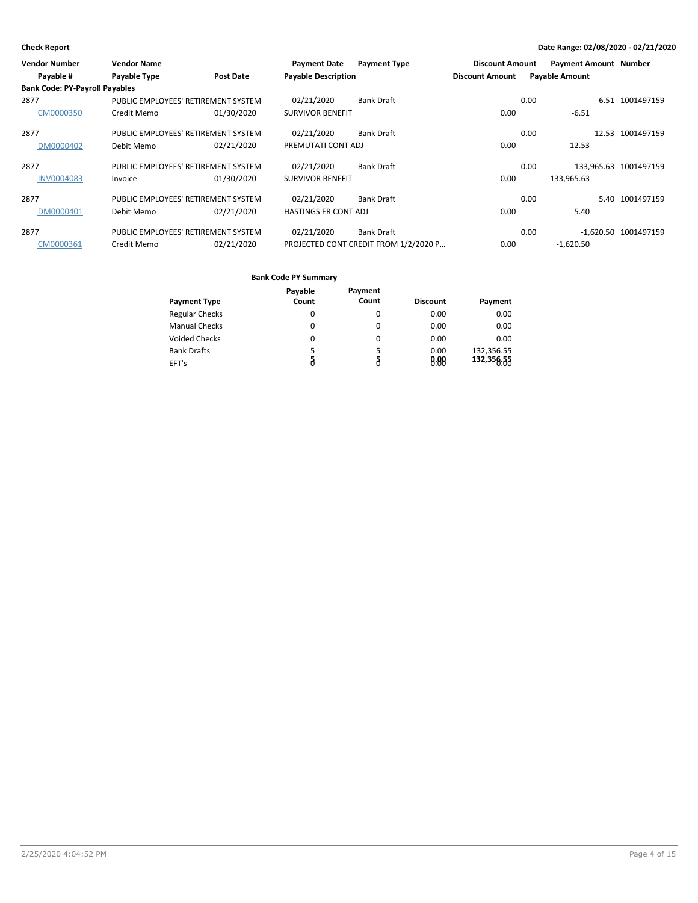**Check Report** — Date Range: 02/08/2020 - 02/21/2020

| Vendor Number | Vendor Name | | Payment Date | Payment Type | Discount Amount | Payment Amount | Number |
|---|---|---|---|---|---|---|---|
| Payable # | Payable Type | Post Date | Payable Description | | Discount Amount | Payable Amount | |
| **Bank Code: PY-Payroll Payables** | | | | | | | |
| 2877 | PUBLIC EMPLOYEES' RETIREMENT SYSTEM | | 02/21/2020 | Bank Draft | 0.00 | -6.51 | 1001497159 |
| CM0000350 | Credit Memo | 01/30/2020 | SURVIVOR BENEFIT | | 0.00 | -6.51 | |
| 2877 | PUBLIC EMPLOYEES' RETIREMENT SYSTEM | | 02/21/2020 | Bank Draft | 0.00 | 12.53 | 1001497159 |
| DM0000402 | Debit Memo | 02/21/2020 | PREMUTATI CONT ADJ | | 0.00 | 12.53 | |
| 2877 | PUBLIC EMPLOYEES' RETIREMENT SYSTEM | | 02/21/2020 | Bank Draft | 0.00 | 133,965.63 | 1001497159 |
| INV0004083 | Invoice | 01/30/2020 | SURVIVOR BENEFIT | | 0.00 | 133,965.63 | |
| 2877 | PUBLIC EMPLOYEES' RETIREMENT SYSTEM | | 02/21/2020 | Bank Draft | 0.00 | 5.40 | 1001497159 |
| DM0000401 | Debit Memo | 02/21/2020 | HASTINGS ER CONT ADJ | | 0.00 | 5.40 | |
| 2877 | PUBLIC EMPLOYEES' RETIREMENT SYSTEM | | 02/21/2020 | Bank Draft | 0.00 | -1,620.50 | 1001497159 |
| CM0000361 | Credit Memo | 02/21/2020 | PROJECTED CONT CREDIT FROM 1/2/2020 P... | | 0.00 | -1,620.50 | |

**Bank Code PY Summary**

| Payment Type | Payable Count | Payment Count | Discount | Payment |
|---|---|---|---|---|
| Regular Checks | 0 | 0 | 0.00 | 0.00 |
| Manual Checks | 0 | 0 | 0.00 | 0.00 |
| Voided Checks | 0 | 0 | 0.00 | 0.00 |
| Bank Drafts | 5 | 5 | 0.00 | 132,356.55 |
| EFT's | 0 | 0 | 0.00 | 0.00 |
| | **5** | **5** | **0.00** | **132,356.55** |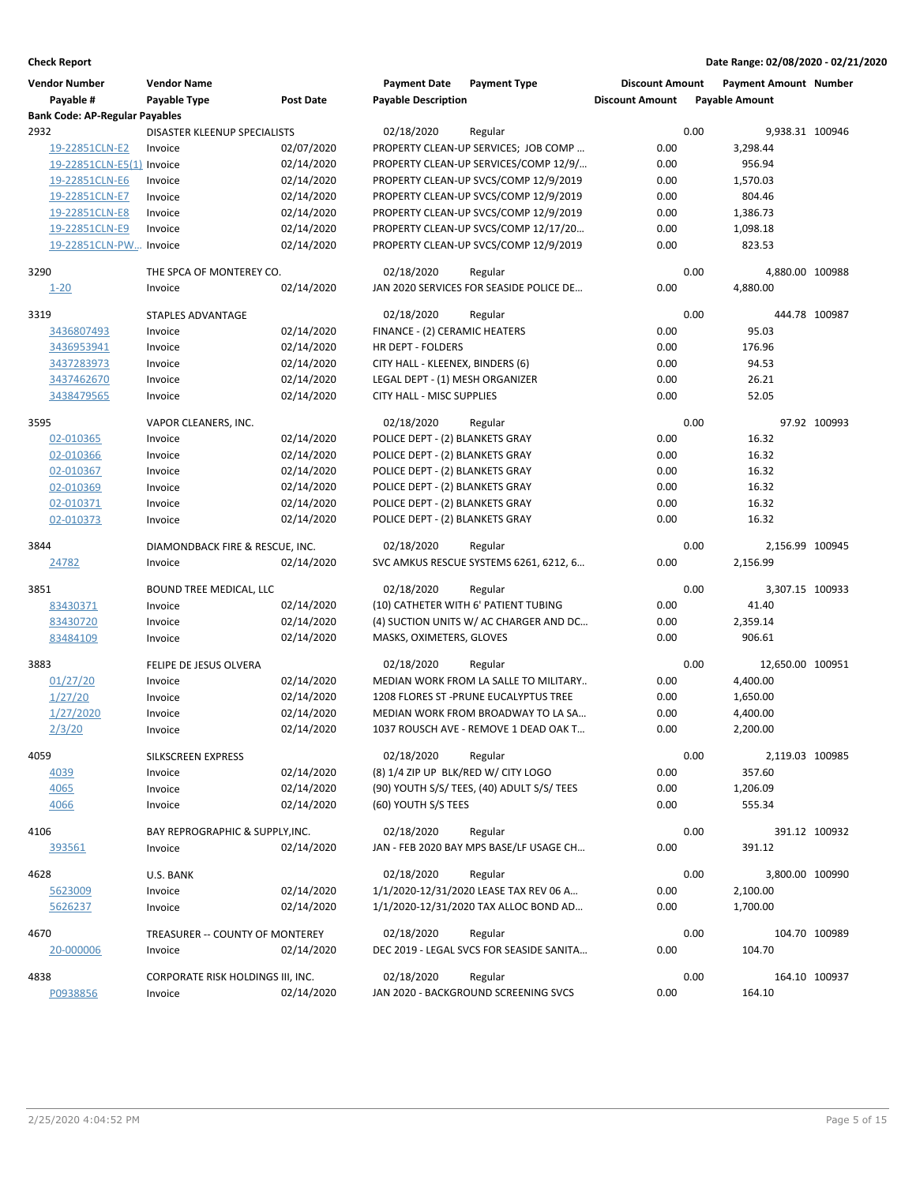**Check Report** | **Date Range: 02/08/2020 - 02/21/2020**

| Vendor Number | Vendor Name | | Payment Date | Payment Type | Discount Amount | Payment Amount | Number |
|---|---|---|---|---|---|---|---|
| Payable # | Payable Type | Post Date | Payable Description | | Discount Amount | Payable Amount | |
| **Bank Code: AP-Regular Payables** | | | | | | | |
| 2932 | DISASTER KLEENUP SPECIALISTS | | 02/18/2020 | Regular | 0.00 | 9,938.31 | 100946 |
| 19-22851CLN-E2 | Invoice | 02/07/2020 | PROPERTY CLEAN-UP SERVICES; JOB COMP ... | | 0.00 | 3,298.44 | |
| 19-22851CLN-E5(1) | Invoice | 02/14/2020 | PROPERTY CLEAN-UP SERVICES/COMP 12/9/... | | 0.00 | 956.94 | |
| 19-22851CLN-E6 | Invoice | 02/14/2020 | PROPERTY CLEAN-UP SVCS/COMP 12/9/2019 | | 0.00 | 1,570.03 | |
| 19-22851CLN-E7 | Invoice | 02/14/2020 | PROPERTY CLEAN-UP SVCS/COMP 12/9/2019 | | 0.00 | 804.46 | |
| 19-22851CLN-E8 | Invoice | 02/14/2020 | PROPERTY CLEAN-UP SVCS/COMP 12/9/2019 | | 0.00 | 1,386.73 | |
| 19-22851CLN-E9 | Invoice | 02/14/2020 | PROPERTY CLEAN-UP SVCS/COMP 12/17/20... | | 0.00 | 1,098.18 | |
| 19-22851CLN-PW... | Invoice | 02/14/2020 | PROPERTY CLEAN-UP SVCS/COMP 12/9/2019 | | 0.00 | 823.53 | |
| 3290 | THE SPCA OF MONTEREY CO. | | 02/18/2020 | Regular | 0.00 | 4,880.00 | 100988 |
| 1-20 | Invoice | 02/14/2020 | JAN 2020 SERVICES FOR SEASIDE POLICE DE... | | 0.00 | 4,880.00 | |
| 3319 | STAPLES ADVANTAGE | | 02/18/2020 | Regular | 0.00 | 444.78 | 100987 |
| 3436807493 | Invoice | 02/14/2020 | FINANCE - (2) CERAMIC HEATERS | | 0.00 | 95.03 | |
| 3436953941 | Invoice | 02/14/2020 | HR DEPT - FOLDERS | | 0.00 | 176.96 | |
| 3437283973 | Invoice | 02/14/2020 | CITY HALL - KLEENEX, BINDERS (6) | | 0.00 | 94.53 | |
| 3437462670 | Invoice | 02/14/2020 | LEGAL DEPT - (1) MESH ORGANIZER | | 0.00 | 26.21 | |
| 3438479565 | Invoice | 02/14/2020 | CITY HALL - MISC SUPPLIES | | 0.00 | 52.05 | |
| 3595 | VAPOR CLEANERS, INC. | | 02/18/2020 | Regular | 0.00 | 97.92 | 100993 |
| 02-010365 | Invoice | 02/14/2020 | POLICE DEPT - (2) BLANKETS GRAY | | 0.00 | 16.32 | |
| 02-010366 | Invoice | 02/14/2020 | POLICE DEPT - (2) BLANKETS GRAY | | 0.00 | 16.32 | |
| 02-010367 | Invoice | 02/14/2020 | POLICE DEPT - (2) BLANKETS GRAY | | 0.00 | 16.32 | |
| 02-010369 | Invoice | 02/14/2020 | POLICE DEPT - (2) BLANKETS GRAY | | 0.00 | 16.32 | |
| 02-010371 | Invoice | 02/14/2020 | POLICE DEPT - (2) BLANKETS GRAY | | 0.00 | 16.32 | |
| 02-010373 | Invoice | 02/14/2020 | POLICE DEPT - (2) BLANKETS GRAY | | 0.00 | 16.32 | |
| 3844 | DIAMONDBACK FIRE & RESCUE, INC. | | 02/18/2020 | Regular | 0.00 | 2,156.99 | 100945 |
| 24782 | Invoice | 02/14/2020 | SVC AMKUS RESCUE SYSTEMS 6261, 6212, 6... | | 0.00 | 2,156.99 | |
| 3851 | BOUND TREE MEDICAL, LLC | | 02/18/2020 | Regular | 0.00 | 3,307.15 | 100933 |
| 83430371 | Invoice | 02/14/2020 | (10) CATHETER WITH 6' PATIENT TUBING | | 0.00 | 41.40 | |
| 83430720 | Invoice | 02/14/2020 | (4) SUCTION UNITS W/ AC CHARGER AND DC... | | 0.00 | 2,359.14 | |
| 83484109 | Invoice | 02/14/2020 | MASKS, OXIMETERS, GLOVES | | 0.00 | 906.61 | |
| 3883 | FELIPE DE JESUS OLVERA | | 02/18/2020 | Regular | 0.00 | 12,650.00 | 100951 |
| 01/27/20 | Invoice | 02/14/2020 | MEDIAN WORK FROM LA SALLE TO MILITARY.. | | 0.00 | 4,400.00 | |
| 1/27/20 | Invoice | 02/14/2020 | 1208 FLORES ST -PRUNE EUCALYPTUS TREE | | 0.00 | 1,650.00 | |
| 1/27/2020 | Invoice | 02/14/2020 | MEDIAN WORK FROM BROADWAY TO LA SA... | | 0.00 | 4,400.00 | |
| 2/3/20 | Invoice | 02/14/2020 | 1037 ROUSCH AVE - REMOVE 1 DEAD OAK T... | | 0.00 | 2,200.00 | |
| 4059 | SILKSCREEN EXPRESS | | 02/18/2020 | Regular | 0.00 | 2,119.03 | 100985 |
| 4039 | Invoice | 02/14/2020 | (8) 1/4 ZIP UP BLK/RED W/ CITY LOGO | | 0.00 | 357.60 | |
| 4065 | Invoice | 02/14/2020 | (90) YOUTH S/S/ TEES, (40) ADULT S/S/ TEES | | 0.00 | 1,206.09 | |
| 4066 | Invoice | 02/14/2020 | (60) YOUTH S/S TEES | | 0.00 | 555.34 | |
| 4106 | BAY REPROGRAPHIC & SUPPLY,INC. | | 02/18/2020 | Regular | 0.00 | 391.12 | 100932 |
| 393561 | Invoice | 02/14/2020 | JAN - FEB 2020 BAY MPS BASE/LF USAGE CH... | | 0.00 | 391.12 | |
| 4628 | U.S. BANK | | 02/18/2020 | Regular | 0.00 | 3,800.00 | 100990 |
| 5623009 | Invoice | 02/14/2020 | 1/1/2020-12/31/2020 LEASE TAX REV 06 A... | | 0.00 | 2,100.00 | |
| 5626237 | Invoice | 02/14/2020 | 1/1/2020-12/31/2020 TAX ALLOC BOND AD... | | 0.00 | 1,700.00 | |
| 4670 | TREASURER -- COUNTY OF MONTEREY | | 02/18/2020 | Regular | 0.00 | 104.70 | 100989 |
| 20-000006 | Invoice | 02/14/2020 | DEC 2019 - LEGAL SVCS FOR SEASIDE SANITA... | | 0.00 | 104.70 | |
| 4838 | CORPORATE RISK HOLDINGS III, INC. | | 02/18/2020 | Regular | 0.00 | 164.10 | 100937 |
| P0938856 | Invoice | 02/14/2020 | JAN 2020 - BACKGROUND SCREENING SVCS | | 0.00 | 164.10 | |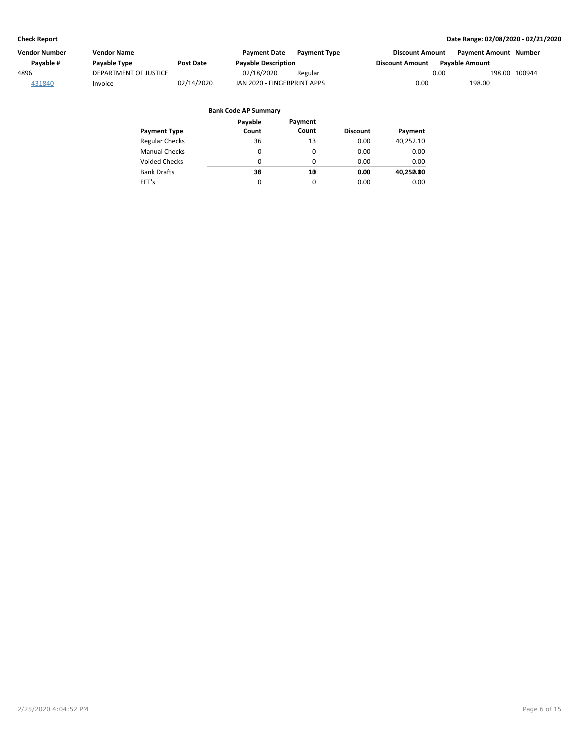**Check Report** | **Date Range: 02/08/2020 - 02/21/2020**

| Vendor Number | Vendor Name | | Payment Date | Payment Type | Discount Amount | Payment Amount | Number |
|---|---|---|---|---|---|---|---|
| Payable # | Payable Type | Post Date | Payable Description | | Discount Amount | Payable Amount | |
| 4896 | DEPARTMENT OF JUSTICE | | 02/18/2020 | Regular | 0.00 | 198.00 | 100944 |
| 431840 | Invoice | 02/14/2020 | JAN 2020 - FINGERPRINT APPS | | 0.00 | 198.00 | |

**Bank Code AP Summary**

| Payment Type | Payable Count | Payment Count | Discount | Payment |
|---|---|---|---|---|
| Regular Checks | 36 | 13 | 0.00 | 40,252.10 |
| Manual Checks | 0 | 0 | 0.00 | 0.00 |
| Voided Checks | 0 | 0 | 0.00 | 0.00 |
| Bank Drafts | **36** | **13** | **0.00** | **40,252.10** |
| EFT's | 0 | 0 | 0.00 | 0.00 |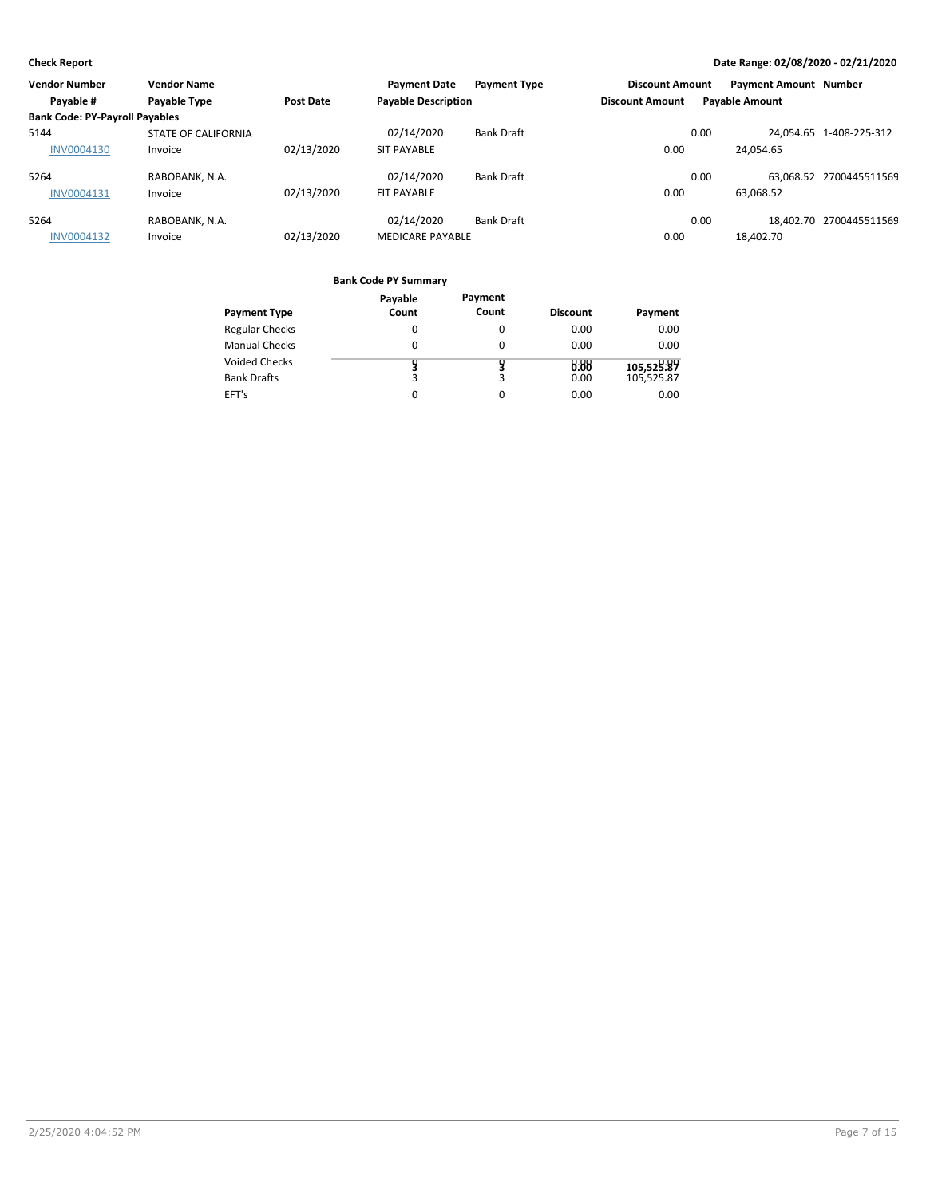**Check Report**

**Date Range: 02/08/2020 - 02/21/2020**

| Vendor Number | Vendor Name | | Payment Date | Payment Type | Discount Amount | Payment Amount | Number |
|---|---|---|---|---|---|---|---|
| Payable # | Payable Type | Post Date | Payable Description | | Discount Amount | Payable Amount | |
| **Bank Code: PY-Payroll Payables** | | | | | | | |
| 5144 | STATE OF CALIFORNIA | | 02/14/2020 | Bank Draft | 0.00 | 24,054.65 | 1-408-225-312 |
| INV0004130 | Invoice | 02/13/2020 | SIT PAYABLE | | 0.00 | 24,054.65 | |
| 5264 | RABOBANK, N.A. | | 02/14/2020 | Bank Draft | 0.00 | 63,068.52 | 2700445511569 |
| INV0004131 | Invoice | 02/13/2020 | FIT PAYABLE | | 0.00 | 63,068.52 | |
| 5264 | RABOBANK, N.A. | | 02/14/2020 | Bank Draft | 0.00 | 18,402.70 | 2700445511569 |
| INV0004132 | Invoice | 02/13/2020 | MEDICARE PAYABLE | | 0.00 | 18,402.70 | |

**Bank Code PY Summary**

| Payment Type | Payable Count | Payment Count | Discount | Payment |
|---|---|---|---|---|
| Regular Checks | 0 | 0 | 0.00 | 0.00 |
| Manual Checks | 0 | 0 | 0.00 | 0.00 |
| Voided Checks | 0 | 0 | 0.00 | 0.00 |
| Bank Drafts | 3 | 3 | 0.00 | 105,525.87 |
| EFT's | 0 | 0 | 0.00 | 0.00 |
| | **3** | **3** | **0.00** | **105,525.87** |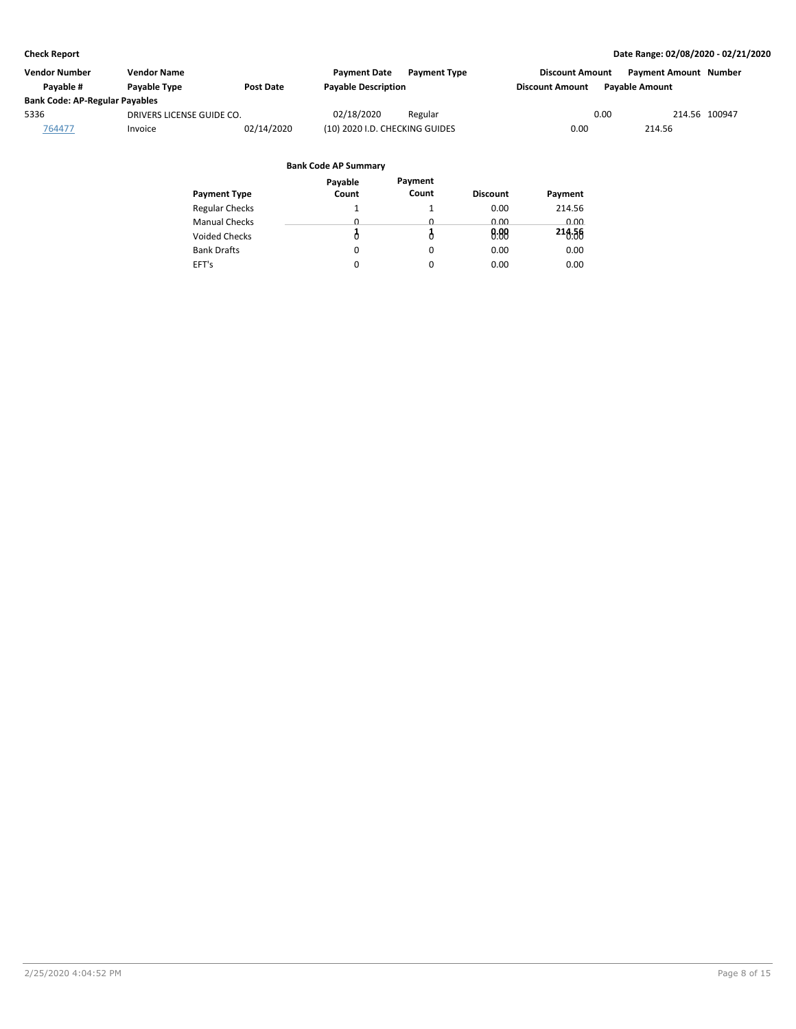**Check Report** | **Date Range: 02/08/2020 - 02/21/2020**

| Vendor Number | Vendor Name | | Payment Date | Payment Type | Discount Amount | Payment Amount | Number |
|---|---|---|---|---|---|---|---|
| Payable # | Payable Type | Post Date | Payable Description | | Discount Amount | Payable Amount | |
| **Bank Code: AP-Regular Payables** | | | | | | | |
| 5336 | DRIVERS LICENSE GUIDE CO. | | 02/18/2020 | Regular | 0.00 | 214.56 | 100947 |
| 764477 | Invoice | 02/14/2020 | (10) 2020 I.D. CHECKING GUIDES | | 0.00 | 214.56 | |

**Bank Code AP Summary**

| Payment Type | Payable Count | Payment Count | Discount | Payment |
|---|---|---|---|---|
| Regular Checks | 1 | 1 | 0.00 | 214.56 |
| Manual Checks | 0 | 0 | 0.00 | 0.00 |
| Voided Checks | 0 | 0 | 0.00 | 0.00 |
| Bank Drafts | 0 | 0 | 0.00 | 0.00 |
| EFT's | 0 | 0 | 0.00 | 0.00 |
| | 1 | 1 | 0.00 | 214.56 |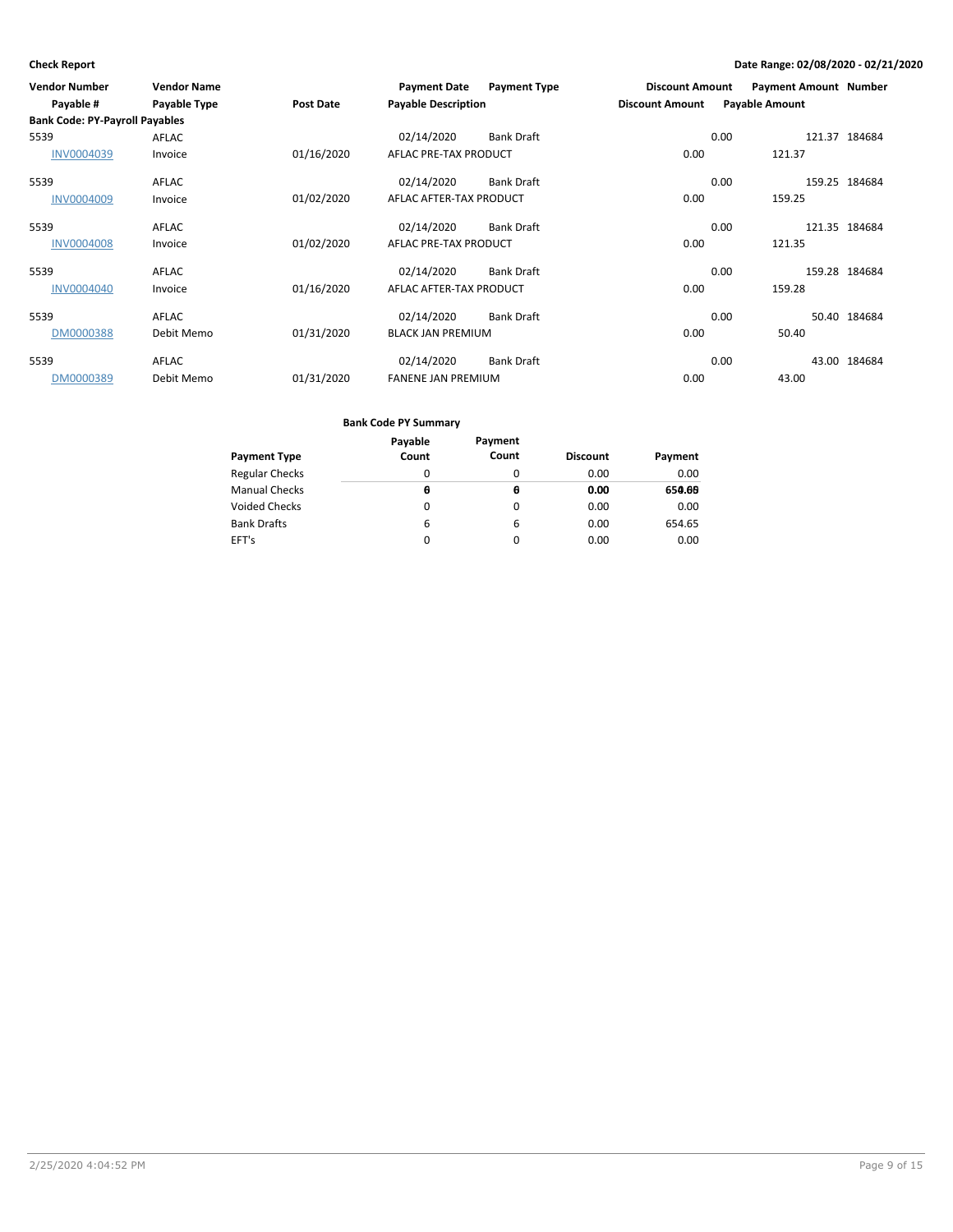**Check Report**

**Date Range: 02/08/2020 - 02/21/2020**

| Vendor Number / Payable # | Vendor Name / Payable Type | Post Date | Payment Date / Payable Description | Payment Type | Discount Amount | Payment Amount / Payable Amount | Number |
|---|---|---|---|---|---|---|---|
| **Bank Code: PY-Payroll Payables** | | | | | | | |
| 5539 | AFLAC | | 02/14/2020 | Bank Draft | 0.00 | 121.37 | 184684 |
| INV0004039 | Invoice | 01/16/2020 | AFLAC PRE-TAX PRODUCT | | 0.00 | 121.37 | |
| 5539 | AFLAC | | 02/14/2020 | Bank Draft | 0.00 | 159.25 | 184684 |
| INV0004009 | Invoice | 01/02/2020 | AFLAC AFTER-TAX PRODUCT | | 0.00 | 159.25 | |
| 5539 | AFLAC | | 02/14/2020 | Bank Draft | 0.00 | 121.35 | 184684 |
| INV0004008 | Invoice | 01/02/2020 | AFLAC PRE-TAX PRODUCT | | 0.00 | 121.35 | |
| 5539 | AFLAC | | 02/14/2020 | Bank Draft | 0.00 | 159.28 | 184684 |
| INV0004040 | Invoice | 01/16/2020 | AFLAC AFTER-TAX PRODUCT | | 0.00 | 159.28 | |
| 5539 | AFLAC | | 02/14/2020 | Bank Draft | 0.00 | 50.40 | 184684 |
| DM0000388 | Debit Memo | 01/31/2020 | BLACK JAN PREMIUM | | 0.00 | 50.40 | |
| 5539 | AFLAC | | 02/14/2020 | Bank Draft | 0.00 | 43.00 | 184684 |
| DM0000389 | Debit Memo | 01/31/2020 | FANENE JAN PREMIUM | | 0.00 | 43.00 | |

**Bank Code PY Summary**

| Payment Type | Payable Count | Payment Count | Discount | Payment |
|---|---|---|---|---|
| Regular Checks | 0 | 0 | 0.00 | 0.00 |
| Manual Checks | 0 | 0 | 0.00 | 0.00 |
| Voided Checks | 0 | 0 | 0.00 | 0.00 |
| Bank Drafts | 6 | 6 | 0.00 | 654.65 |
| EFT's | 0 | 0 | 0.00 | 0.00 |
| | 6 | 6 | 0.00 | 654.65 |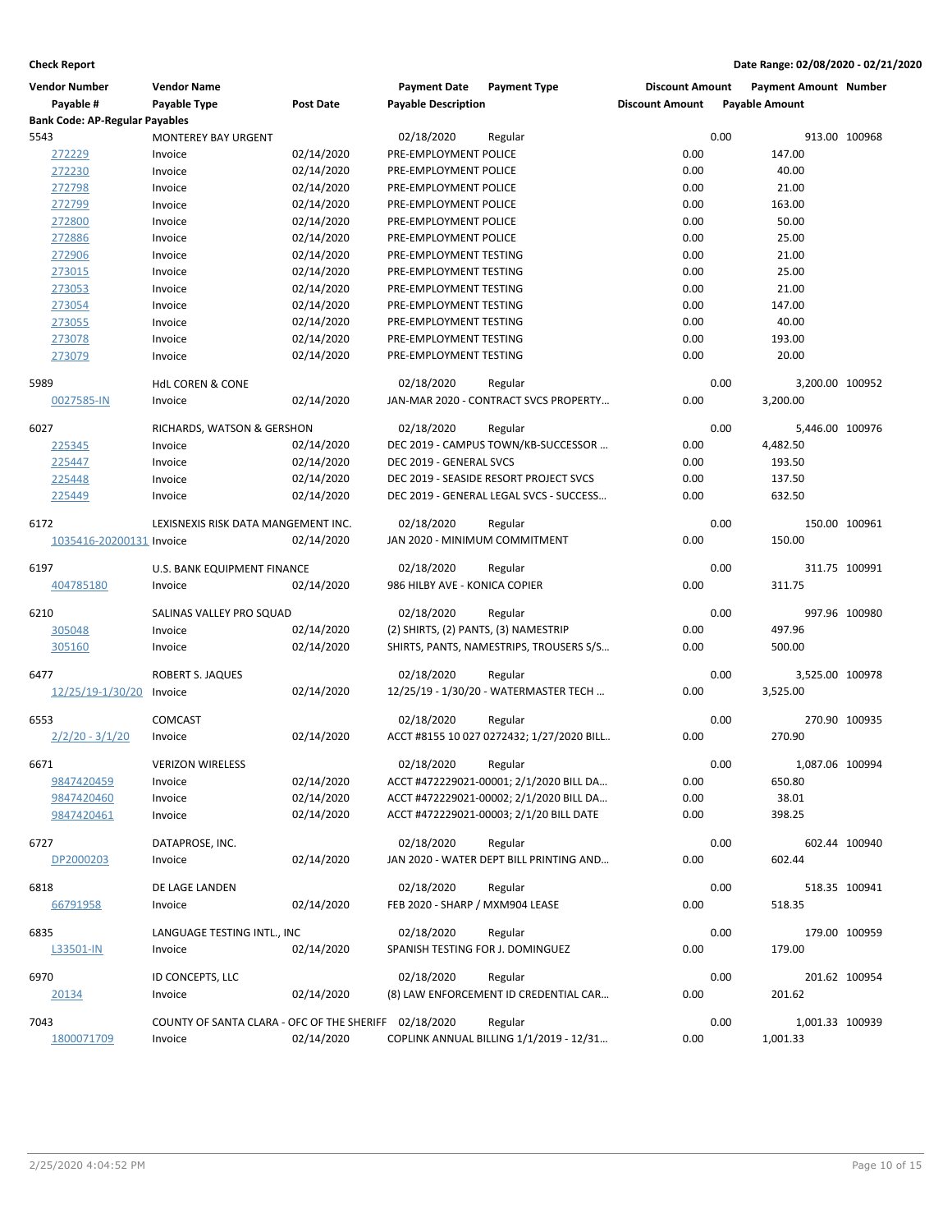**Check Report**

**Date Range: 02/08/2020 - 02/21/2020**

| Vendor Number | Vendor Name | | Payment Date | Payment Type | Discount Amount | Payment Amount | Number |
|---|---|---|---|---|---|---|---|
| Payable # | Payable Type | Post Date | Payable Description | | Discount Amount | Payable Amount | |
| **Bank Code: AP-Regular Payables** | | | | | | | |
| 5543 | MONTEREY BAY URGENT | | 02/18/2020 | Regular | 0.00 | 913.00 | 100968 |
| 272229 | Invoice | 02/14/2020 | PRE-EMPLOYMENT POLICE | | 0.00 | 147.00 | |
| 272230 | Invoice | 02/14/2020 | PRE-EMPLOYMENT POLICE | | 0.00 | 40.00 | |
| 272798 | Invoice | 02/14/2020 | PRE-EMPLOYMENT POLICE | | 0.00 | 21.00 | |
| 272799 | Invoice | 02/14/2020 | PRE-EMPLOYMENT POLICE | | 0.00 | 163.00 | |
| 272800 | Invoice | 02/14/2020 | PRE-EMPLOYMENT POLICE | | 0.00 | 50.00 | |
| 272886 | Invoice | 02/14/2020 | PRE-EMPLOYMENT POLICE | | 0.00 | 25.00 | |
| 272906 | Invoice | 02/14/2020 | PRE-EMPLOYMENT TESTING | | 0.00 | 21.00 | |
| 273015 | Invoice | 02/14/2020 | PRE-EMPLOYMENT TESTING | | 0.00 | 25.00 | |
| 273053 | Invoice | 02/14/2020 | PRE-EMPLOYMENT TESTING | | 0.00 | 21.00 | |
| 273054 | Invoice | 02/14/2020 | PRE-EMPLOYMENT TESTING | | 0.00 | 147.00 | |
| 273055 | Invoice | 02/14/2020 | PRE-EMPLOYMENT TESTING | | 0.00 | 40.00 | |
| 273078 | Invoice | 02/14/2020 | PRE-EMPLOYMENT TESTING | | 0.00 | 193.00 | |
| 273079 | Invoice | 02/14/2020 | PRE-EMPLOYMENT TESTING | | 0.00 | 20.00 | |
| 5989 | HdL COREN & CONE | | 02/18/2020 | Regular | 0.00 | 3,200.00 | 100952 |
| 0027585-IN | Invoice | 02/14/2020 | JAN-MAR 2020 - CONTRACT SVCS PROPERTY… | | 0.00 | 3,200.00 | |
| 6027 | RICHARDS, WATSON & GERSHON | | 02/18/2020 | Regular | 0.00 | 5,446.00 | 100976 |
| 225345 | Invoice | 02/14/2020 | DEC 2019 - CAMPUS TOWN/KB-SUCCESSOR … | | 0.00 | 4,482.50 | |
| 225447 | Invoice | 02/14/2020 | DEC 2019 - GENERAL SVCS | | 0.00 | 193.50 | |
| 225448 | Invoice | 02/14/2020 | DEC 2019 - SEASIDE RESORT PROJECT SVCS | | 0.00 | 137.50 | |
| 225449 | Invoice | 02/14/2020 | DEC 2019 - GENERAL LEGAL SVCS - SUCCESS… | | 0.00 | 632.50 | |
| 6172 | LEXISNEXIS RISK DATA MANGEMENT INC. | | 02/18/2020 | Regular | 0.00 | 150.00 | 100961 |
| 1035416-20200131 | Invoice | 02/14/2020 | JAN 2020 - MINIMUM COMMITMENT | | 0.00 | 150.00 | |
| 6197 | U.S. BANK EQUIPMENT FINANCE | | 02/18/2020 | Regular | 0.00 | 311.75 | 100991 |
| 404785180 | Invoice | 02/14/2020 | 986 HILBY AVE - KONICA COPIER | | 0.00 | 311.75 | |
| 6210 | SALINAS VALLEY PRO SQUAD | | 02/18/2020 | Regular | 0.00 | 997.96 | 100980 |
| 305048 | Invoice | 02/14/2020 | (2) SHIRTS, (2) PANTS, (3) NAMESTRIP | | 0.00 | 497.96 | |
| 305160 | Invoice | 02/14/2020 | SHIRTS, PANTS, NAMESTRIPS, TROUSERS S/S… | | 0.00 | 500.00 | |
| 6477 | ROBERT S. JAQUES | | 02/18/2020 | Regular | 0.00 | 3,525.00 | 100978 |
| 12/25/19-1/30/20 | Invoice | 02/14/2020 | 12/25/19 - 1/30/20 - WATERMASTER TECH … | | 0.00 | 3,525.00 | |
| 6553 | COMCAST | | 02/18/2020 | Regular | 0.00 | 270.90 | 100935 |
| 2/2/20 - 3/1/20 | Invoice | 02/14/2020 | ACCT #8155 10 027 0272432; 1/27/2020 BILL.. | | 0.00 | 270.90 | |
| 6671 | VERIZON WIRELESS | | 02/18/2020 | Regular | 0.00 | 1,087.06 | 100994 |
| 9847420459 | Invoice | 02/14/2020 | ACCT #472229021-00001; 2/1/2020 BILL DA… | | 0.00 | 650.80 | |
| 9847420460 | Invoice | 02/14/2020 | ACCT #472229021-00002; 2/1/2020 BILL DA… | | 0.00 | 38.01 | |
| 9847420461 | Invoice | 02/14/2020 | ACCT #472229021-00003; 2/1/20 BILL DATE | | 0.00 | 398.25 | |
| 6727 | DATAPROSE, INC. | | 02/18/2020 | Regular | 0.00 | 602.44 | 100940 |
| DP2000203 | Invoice | 02/14/2020 | JAN 2020 - WATER DEPT BILL PRINTING AND… | | 0.00 | 602.44 | |
| 6818 | DE LAGE LANDEN | | 02/18/2020 | Regular | 0.00 | 518.35 | 100941 |
| 66791958 | Invoice | 02/14/2020 | FEB 2020 - SHARP / MXM904 LEASE | | 0.00 | 518.35 | |
| 6835 | LANGUAGE TESTING INTL., INC | | 02/18/2020 | Regular | 0.00 | 179.00 | 100959 |
| L33501-IN | Invoice | 02/14/2020 | SPANISH TESTING FOR J. DOMINGUEZ | | 0.00 | 179.00 | |
| 6970 | ID CONCEPTS, LLC | | 02/18/2020 | Regular | 0.00 | 201.62 | 100954 |
| 20134 | Invoice | 02/14/2020 | (8) LAW ENFORCEMENT ID CREDENTIAL CAR… | | 0.00 | 201.62 | |
| 7043 | COUNTY OF SANTA CLARA - OFC OF THE SHERIFF | | 02/18/2020 | Regular | 0.00 | 1,001.33 | 100939 |
| 1800071709 | Invoice | 02/14/2020 | COPLINK ANNUAL BILLING 1/1/2019 - 12/31… | | 0.00 | 1,001.33 | |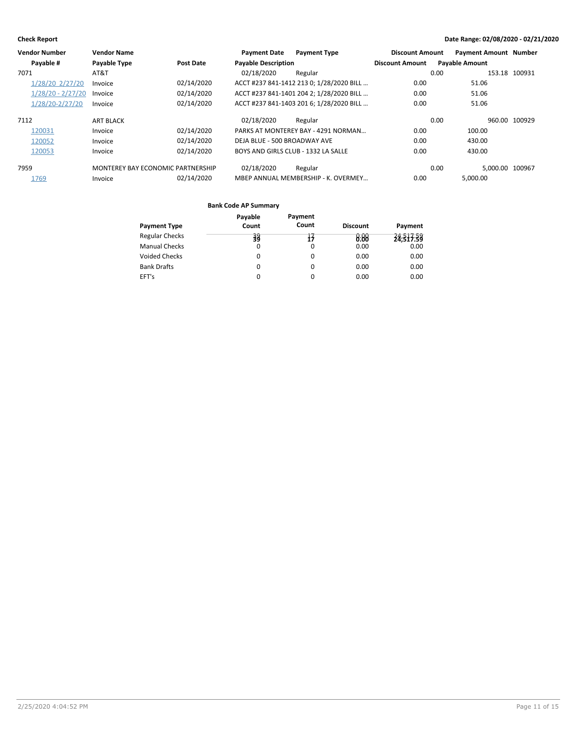**Check Report**

**Date Range: 02/08/2020 - 02/21/2020**

| Vendor Number | Vendor Name | | Payment Date | Payment Type | Discount Amount | Payment Amount | Number |
|---|---|---|---|---|---|---|---|
| Payable # | Payable Type | Post Date | Payable Description | | Discount Amount | Payable Amount | |
| 7071 | AT&T | | 02/18/2020 | Regular | 0.00 | 153.18 | 100931 |
| 1/28/20 2/27/20 | Invoice | 02/14/2020 | ACCT #237 841-1412 213 0; 1/28/2020 BILL ... | | 0.00 | 51.06 | |
| 1/28/20 - 2/27/20 | Invoice | 02/14/2020 | ACCT #237 841-1401 204 2; 1/28/2020 BILL ... | | 0.00 | 51.06 | |
| 1/28/20-2/27/20 | Invoice | 02/14/2020 | ACCT #237 841-1403 201 6; 1/28/2020 BILL ... | | 0.00 | 51.06 | |
| 7112 | ART BLACK | | 02/18/2020 | Regular | 0.00 | 960.00 | 100929 |
| 120031 | Invoice | 02/14/2020 | PARKS AT MONTEREY BAY - 4291 NORMAN... | | 0.00 | 100.00 | |
| 120052 | Invoice | 02/14/2020 | DEJA BLUE - 500 BROADWAY AVE | | 0.00 | 430.00 | |
| 120053 | Invoice | 02/14/2020 | BOYS AND GIRLS CLUB - 1332 LA SALLE | | 0.00 | 430.00 | |
| 7959 | MONTEREY BAY ECONOMIC PARTNERSHIP | | 02/18/2020 | Regular | 0.00 | 5,000.00 | 100967 |
| 1769 | Invoice | 02/14/2020 | MBEP ANNUAL MEMBERSHIP - K. OVERMEY... | | 0.00 | 5,000.00 | |

**Bank Code AP Summary**

| Payment Type | Payable Count | Payment Count | Discount | Payment |
|---|---|---|---|---|
| Regular Checks | 39 | 17 | 0.00 | 24,517.59 |
| Manual Checks | 0 | 0 | 0.00 | 0.00 |
| Voided Checks | 0 | 0 | 0.00 | 0.00 |
| Bank Drafts | 0 | 0 | 0.00 | 0.00 |
| EFT's | 0 | 0 | 0.00 | 0.00 |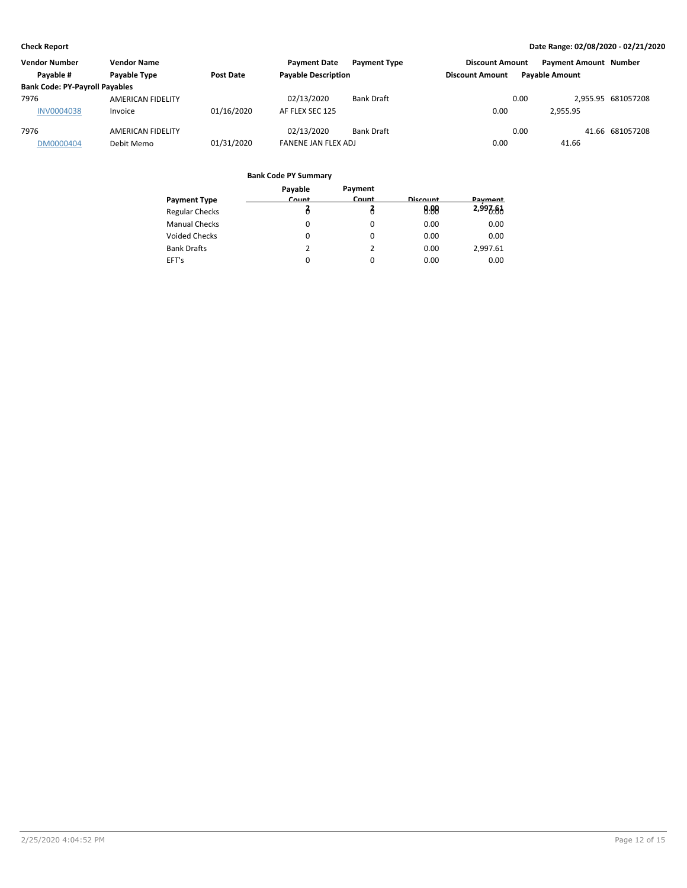| Vendor Number | Vendor Name | | Payment Date | Payment Type | Discount Amount | Payment Amount | Number |
|---|---|---|---|---|---|---|---|
| Payable # | Payable Type | Post Date | Payable Description | | Discount Amount | Payable Amount | |
| **Bank Code: PY-Payroll Payables** | | | | | | | |
| 7976 | AMERICAN FIDELITY | | 02/13/2020 | Bank Draft | 0.00 | 2,955.95 | 681057208 |
| INV0004038 | Invoice | 01/16/2020 | AF FLEX SEC 125 | | 0.00 | 2,955.95 | |
| 7976 | AMERICAN FIDELITY | | 02/13/2020 | Bank Draft | 0.00 | 41.66 | 681057208 |
| DM0000404 | Debit Memo | 01/31/2020 | FANENE JAN FLEX ADJ | | 0.00 | 41.66 | |

**Bank Code PY Summary**

| Payment Type | Payable Count | Payment Count | Discount | Payment |
|---|---|---|---|---|
| Regular Checks | 0 | 0 | 0.00 | 0.00 |
| Manual Checks | 0 | 0 | 0.00 | 0.00 |
| Voided Checks | 0 | 0 | 0.00 | 0.00 |
| Bank Drafts | 2 | 2 | 0.00 | 2,997.61 |
| EFT's | 0 | 0 | 0.00 | 0.00 |
| | 2 | 2 | 0.00 | 2,997.61 |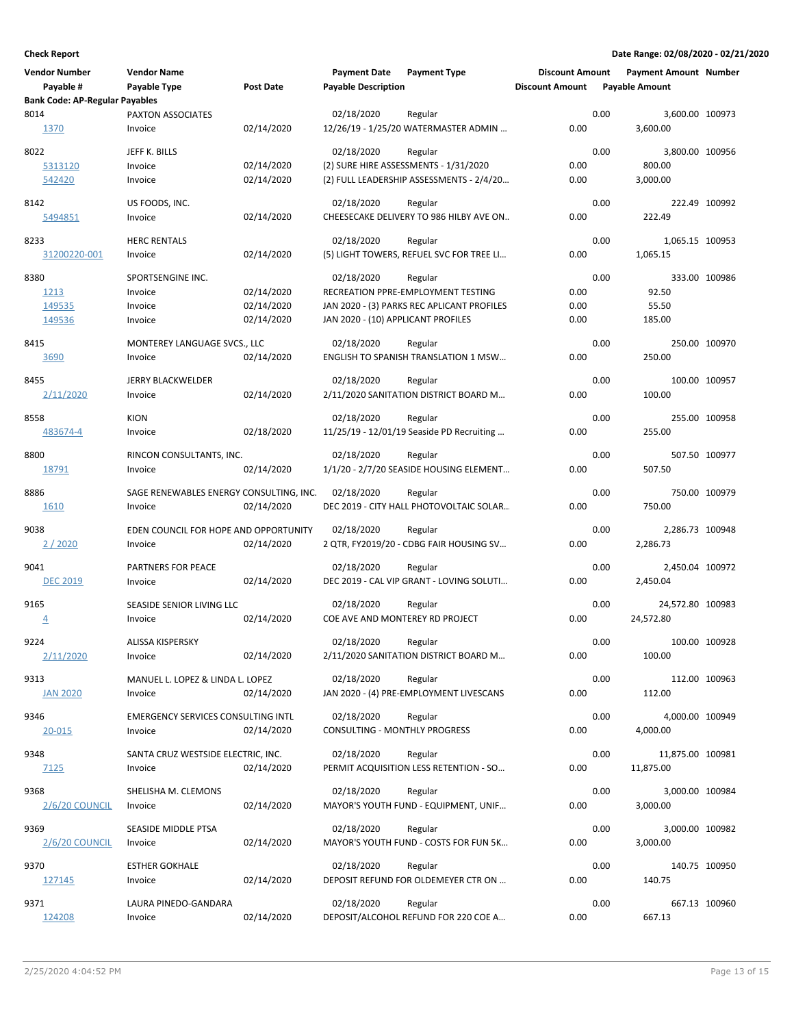**Check Report**

**Date Range: 02/08/2020 - 02/21/2020**

| Vendor Number<br>Payable # | Vendor Name<br>Payable Type | Post Date | Payment Date<br>Payable Description | Payment Type | Discount Amount<br>Discount Amount | Payment Amount<br>Payable Amount | Number |
|---|---|---|---|---|---|---|---|
| **Bank Code: AP-Regular Payables** | | | | | | | |
| 8014 | PAXTON ASSOCIATES | | 02/18/2020 | Regular | 0.00 | 3,600.00 | 100973 |
| 1370 | Invoice | 02/14/2020 | 12/26/19 - 1/25/20 WATERMASTER ADMIN … | | 0.00 | 3,600.00 | |
| 8022 | JEFF K. BILLS | | 02/18/2020 | Regular | 0.00 | 3,800.00 | 100956 |
| 5313120 | Invoice | 02/14/2020 | (2) SURE HIRE ASSESSMENTS - 1/31/2020 | | 0.00 | 800.00 | |
| 542420 | Invoice | 02/14/2020 | (2) FULL LEADERSHIP ASSESSMENTS - 2/4/20… | | 0.00 | 3,000.00 | |
| 8142 | US FOODS, INC. | | 02/18/2020 | Regular | 0.00 | 222.49 | 100992 |
| 5494851 | Invoice | 02/14/2020 | CHEESECAKE DELIVERY TO 986 HILBY AVE ON.. | | 0.00 | 222.49 | |
| 8233 | HERC RENTALS | | 02/18/2020 | Regular | 0.00 | 1,065.15 | 100953 |
| 31200220-001 | Invoice | 02/14/2020 | (5) LIGHT TOWERS, REFUEL SVC FOR TREE LI… | | 0.00 | 1,065.15 | |
| 8380 | SPORTSENGINE INC. | | 02/18/2020 | Regular | 0.00 | 333.00 | 100986 |
| 1213 | Invoice | 02/14/2020 | RECREATION PPRE-EMPLOYMENT TESTING | | 0.00 | 92.50 | |
| 149535 | Invoice | 02/14/2020 | JAN 2020 - (3) PARKS REC APLICANT PROFILES | | 0.00 | 55.50 | |
| 149536 | Invoice | 02/14/2020 | JAN 2020 - (10) APPLICANT PROFILES | | 0.00 | 185.00 | |
| 8415 | MONTEREY LANGUAGE SVCS., LLC | | 02/18/2020 | Regular | 0.00 | 250.00 | 100970 |
| 3690 | Invoice | 02/14/2020 | ENGLISH TO SPANISH TRANSLATION 1 MSW… | | 0.00 | 250.00 | |
| 8455 | JERRY BLACKWELDER | | 02/18/2020 | Regular | 0.00 | 100.00 | 100957 |
| 2/11/2020 | Invoice | 02/14/2020 | 2/11/2020 SANITATION DISTRICT BOARD M… | | 0.00 | 100.00 | |
| 8558 | KION | | 02/18/2020 | Regular | 0.00 | 255.00 | 100958 |
| 483674-4 | Invoice | 02/18/2020 | 11/25/19 - 12/01/19 Seaside PD Recruiting … | | 0.00 | 255.00 | |
| 8800 | RINCON CONSULTANTS, INC. | | 02/18/2020 | Regular | 0.00 | 507.50 | 100977 |
| 18791 | Invoice | 02/14/2020 | 1/1/20 - 2/7/20 SEASIDE HOUSING ELEMENT… | | 0.00 | 507.50 | |
| 8886 | SAGE RENEWABLES ENERGY CONSULTING, INC. | | 02/18/2020 | Regular | 0.00 | 750.00 | 100979 |
| 1610 | Invoice | 02/14/2020 | DEC 2019 - CITY HALL PHOTOVOLTAIC SOLAR… | | 0.00 | 750.00 | |
| 9038 | EDEN COUNCIL FOR HOPE AND OPPORTUNITY | | 02/18/2020 | Regular | 0.00 | 2,286.73 | 100948 |
| 2 / 2020 | Invoice | 02/14/2020 | 2 QTR, FY2019/20 - CDBG FAIR HOUSING SV… | | 0.00 | 2,286.73 | |
| 9041 | PARTNERS FOR PEACE | | 02/18/2020 | Regular | 0.00 | 2,450.04 | 100972 |
| DEC 2019 | Invoice | 02/14/2020 | DEC 2019 - CAL VIP GRANT - LOVING SOLUTI… | | 0.00 | 2,450.04 | |
| 9165 | SEASIDE SENIOR LIVING LLC | | 02/18/2020 | Regular | 0.00 | 24,572.80 | 100983 |
| 4 | Invoice | 02/14/2020 | COE AVE AND MONTEREY RD PROJECT | | 0.00 | 24,572.80 | |
| 9224 | ALISSA KISPERSKY | | 02/18/2020 | Regular | 0.00 | 100.00 | 100928 |
| 2/11/2020 | Invoice | 02/14/2020 | 2/11/2020 SANITATION DISTRICT BOARD M… | | 0.00 | 100.00 | |
| 9313 | MANUEL L. LOPEZ & LINDA L. LOPEZ | | 02/18/2020 | Regular | 0.00 | 112.00 | 100963 |
| JAN 2020 | Invoice | 02/14/2020 | JAN 2020 - (4) PRE-EMPLOYMENT LIVESCANS | | 0.00 | 112.00 | |
| 9346 | EMERGENCY SERVICES CONSULTING INTL | | 02/18/2020 | Regular | 0.00 | 4,000.00 | 100949 |
| 20-015 | Invoice | 02/14/2020 | CONSULTING - MONTHLY PROGRESS | | 0.00 | 4,000.00 | |
| 9348 | SANTA CRUZ WESTSIDE ELECTRIC, INC. | | 02/18/2020 | Regular | 0.00 | 11,875.00 | 100981 |
| 7125 | Invoice | 02/14/2020 | PERMIT ACQUISITION LESS RETENTION - SO… | | 0.00 | 11,875.00 | |
| 9368 | SHELISHA M. CLEMONS | | 02/18/2020 | Regular | 0.00 | 3,000.00 | 100984 |
| 2/6/20 COUNCIL | Invoice | 02/14/2020 | MAYOR'S YOUTH FUND - EQUIPMENT, UNIF… | | 0.00 | 3,000.00 | |
| 9369 | SEASIDE MIDDLE PTSA | | 02/18/2020 | Regular | 0.00 | 3,000.00 | 100982 |
| 2/6/20 COUNCIL | Invoice | 02/14/2020 | MAYOR'S YOUTH FUND - COSTS FOR FUN 5K… | | 0.00 | 3,000.00 | |
| 9370 | ESTHER GOKHALE | | 02/18/2020 | Regular | 0.00 | 140.75 | 100950 |
| 127145 | Invoice | 02/14/2020 | DEPOSIT REFUND FOR OLDEMEYER CTR ON … | | 0.00 | 140.75 | |
| 9371 | LAURA PINEDO-GANDARA | | 02/18/2020 | Regular | 0.00 | 667.13 | 100960 |
| 124208 | Invoice | 02/14/2020 | DEPOSIT/ALCOHOL REFUND FOR 220 COE A… | | 0.00 | 667.13 | |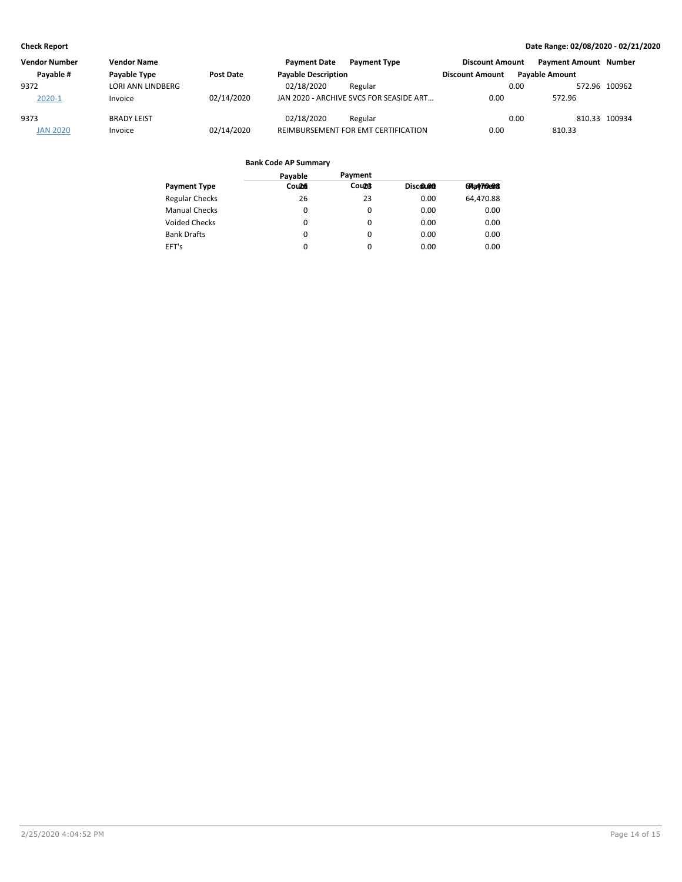**Check Report** — Date Range: 02/08/2020 - 02/21/2020

| Vendor Number | Vendor Name | | Payment Date | Payment Type | Discount Amount | Payment Amount | Number |
|---|---|---|---|---|---|---|---|
| Payable # | Payable Type | Post Date | Payable Description | | Discount Amount | Payable Amount | |
| 9372 | LORI ANN LINDBERG | | 02/18/2020 | Regular | 0.00 | 572.96 | 100962 |
| 2020-1 | Invoice | 02/14/2020 | JAN 2020 - ARCHIVE SVCS FOR SEASIDE ART... | | 0.00 | 572.96 | |
| 9373 | BRADY LEIST | | 02/18/2020 | Regular | 0.00 | 810.33 | 100934 |
| JAN 2020 | Invoice | 02/14/2020 | REIMBURSEMENT FOR EMT CERTIFICATION | | 0.00 | 810.33 | |

**Bank Code AP Summary**

| Payment Type | Payable Count | Payment Count | Discount | Payment |
|---|---|---|---|---|
| Regular Checks | 26 | 23 | 0.00 | 64,470.88 |
| Manual Checks | 0 | 0 | 0.00 | 0.00 |
| Voided Checks | 0 | 0 | 0.00 | 0.00 |
| Bank Drafts | 0 | 0 | 0.00 | 0.00 |
| EFT's | 0 | 0 | 0.00 | 0.00 |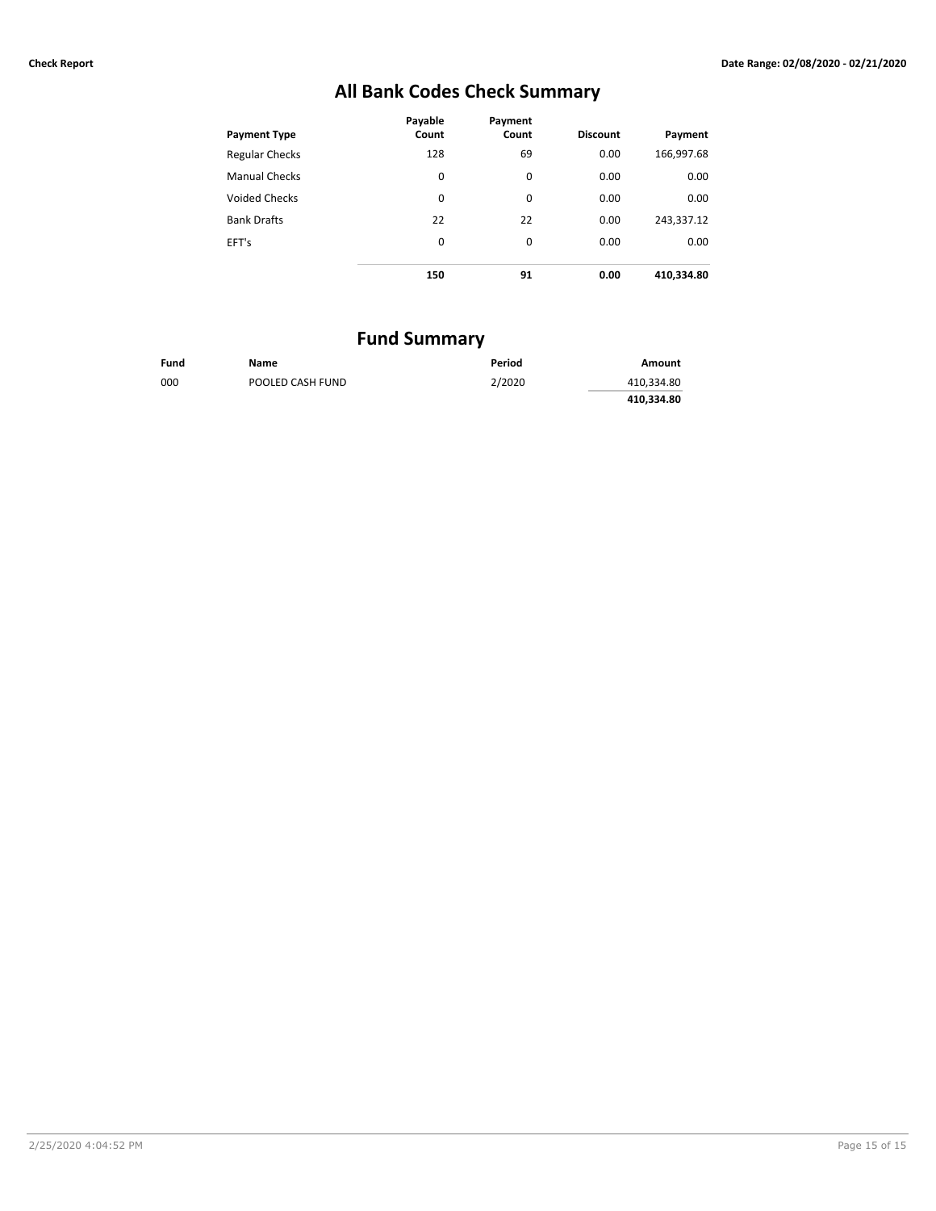## All Bank Codes Check Summary

| Payment Type | Payable Count | Payment Count | Discount | Payment |
|---|---|---|---|---|
| Regular Checks | 128 | 69 | 0.00 | 166,997.68 |
| Manual Checks | 0 | 0 | 0.00 | 0.00 |
| Voided Checks | 0 | 0 | 0.00 | 0.00 |
| Bank Drafts | 22 | 22 | 0.00 | 243,337.12 |
| EFT's | 0 | 0 | 0.00 | 0.00 |
| | **150** | **91** | **0.00** | **410,334.80** |

## Fund Summary

| Fund | Name | Period | Amount |
|---|---|---|---|
| 000 | POOLED CASH FUND | 2/2020 | 410,334.80 |
| | | | **410,334.80** |